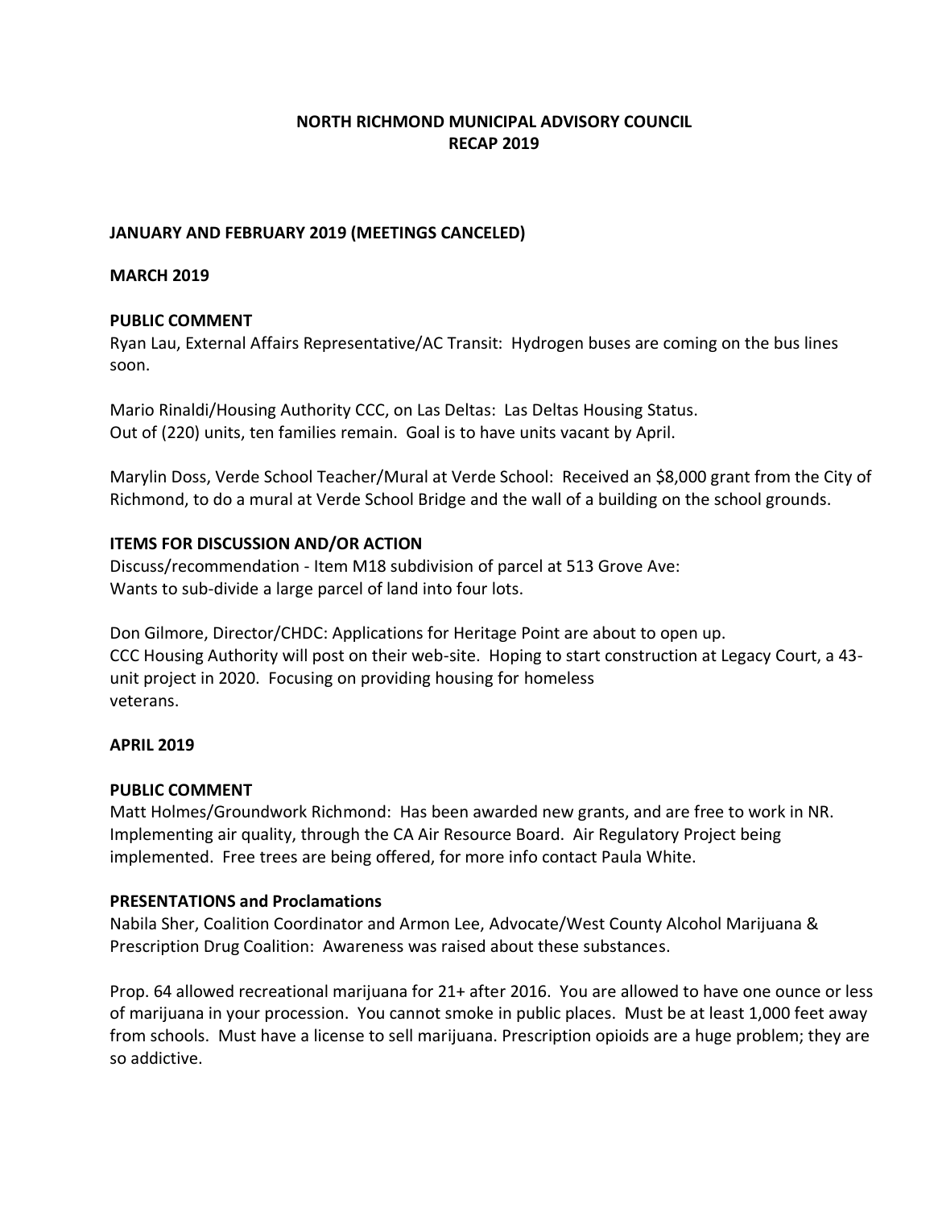# NORTH RICHMOND MUNICIPAL ADVISORY COUNCIL
# RECAP 2019

**JANUARY AND FEBRUARY 2019 (MEETINGS CANCELED)**

**MARCH 2019**

**PUBLIC COMMENT**

Ryan Lau, External Affairs Representative/AC Transit: Hydrogen buses are coming on the bus lines soon.

Mario Rinaldi/Housing Authority CCC, on Las Deltas: Las Deltas Housing Status.
Out of (220) units, ten families remain. Goal is to have units vacant by April.

Marylin Doss, Verde School Teacher/Mural at Verde School: Received an $8,000 grant from the City of Richmond, to do a mural at Verde School Bridge and the wall of a building on the school grounds.

**ITEMS FOR DISCUSSION AND/OR ACTION**

Discuss/recommendation - Item M18 subdivision of parcel at 513 Grove Ave:
Wants to sub-divide a large parcel of land into four lots.

Don Gilmore, Director/CHDC: Applications for Heritage Point are about to open up.
CCC Housing Authority will post on their web-site. Hoping to start construction at Legacy Court, a 43-unit project in 2020. Focusing on providing housing for homeless veterans.

**APRIL 2019**

**PUBLIC COMMENT**

Matt Holmes/Groundwork Richmond: Has been awarded new grants, and are free to work in NR. Implementing air quality, through the CA Air Resource Board. Air Regulatory Project being implemented. Free trees are being offered, for more info contact Paula White.

**PRESENTATIONS and Proclamations**

Nabila Sher, Coalition Coordinator and Armon Lee, Advocate/West County Alcohol Marijuana & Prescription Drug Coalition: Awareness was raised about these substances.

Prop. 64 allowed recreational marijuana for 21+ after 2016. You are allowed to have one ounce or less of marijuana in your procession. You cannot smoke in public places. Must be at least 1,000 feet away from schools. Must have a license to sell marijuana. Prescription opioids are a huge problem; they are so addictive.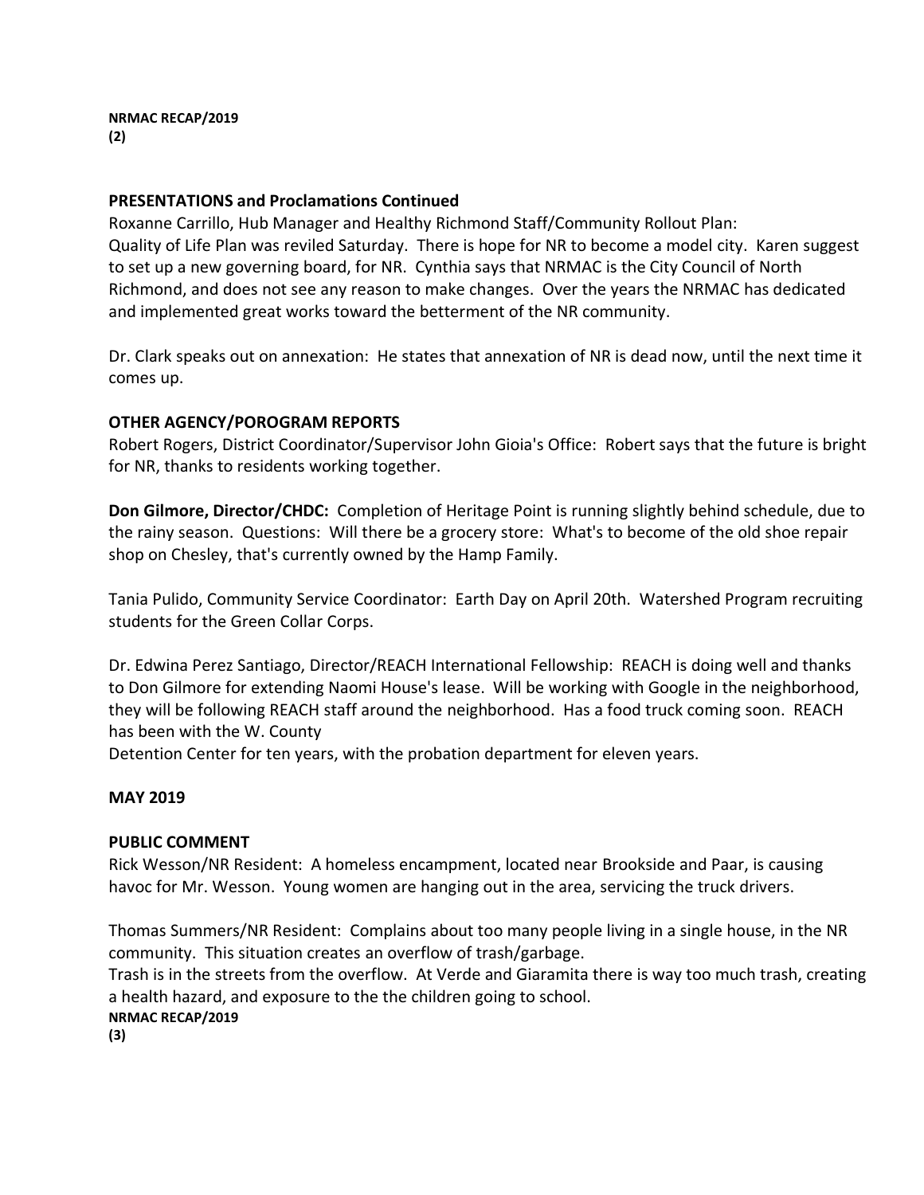### PRESENTATIONS and Proclamations Continued

Roxanne Carrillo, Hub Manager and Healthy Richmond Staff/Community Rollout Plan: Quality of Life Plan was reviled Saturday. There is hope for NR to become a model city. Karen suggest to set up a new governing board, for NR. Cynthia says that NRMAC is the City Council of North Richmond, and does not see any reason to make changes. Over the years the NRMAC has dedicated and implemented great works toward the betterment of the NR community.

Dr. Clark speaks out on annexation: He states that annexation of NR is dead now, until the next time it comes up.

### OTHER AGENCY/POROGRAM REPORTS

Robert Rogers, District Coordinator/Supervisor John Gioia's Office: Robert says that the future is bright for NR, thanks to residents working together.

**Don Gilmore, Director/CHDC:** Completion of Heritage Point is running slightly behind schedule, due to the rainy season. Questions: Will there be a grocery store: What's to become of the old shoe repair shop on Chesley, that's currently owned by the Hamp Family.

Tania Pulido, Community Service Coordinator: Earth Day on April 20th. Watershed Program recruiting students for the Green Collar Corps.

Dr. Edwina Perez Santiago, Director/REACH International Fellowship: REACH is doing well and thanks to Don Gilmore for extending Naomi House's lease. Will be working with Google in the neighborhood, they will be following REACH staff around the neighborhood. Has a food truck coming soon. REACH has been with the W. County
Detention Center for ten years, with the probation department for eleven years.

### MAY 2019

### PUBLIC COMMENT

Rick Wesson/NR Resident: A homeless encampment, located near Brookside and Paar, is causing havoc for Mr. Wesson. Young women are hanging out in the area, servicing the truck drivers.

Thomas Summers/NR Resident: Complains about too many people living in a single house, in the NR community. This situation creates an overflow of trash/garbage.
Trash is in the streets from the overflow. At Verde and Giaramita there is way too much trash, creating a health hazard, and exposure to the the children going to school.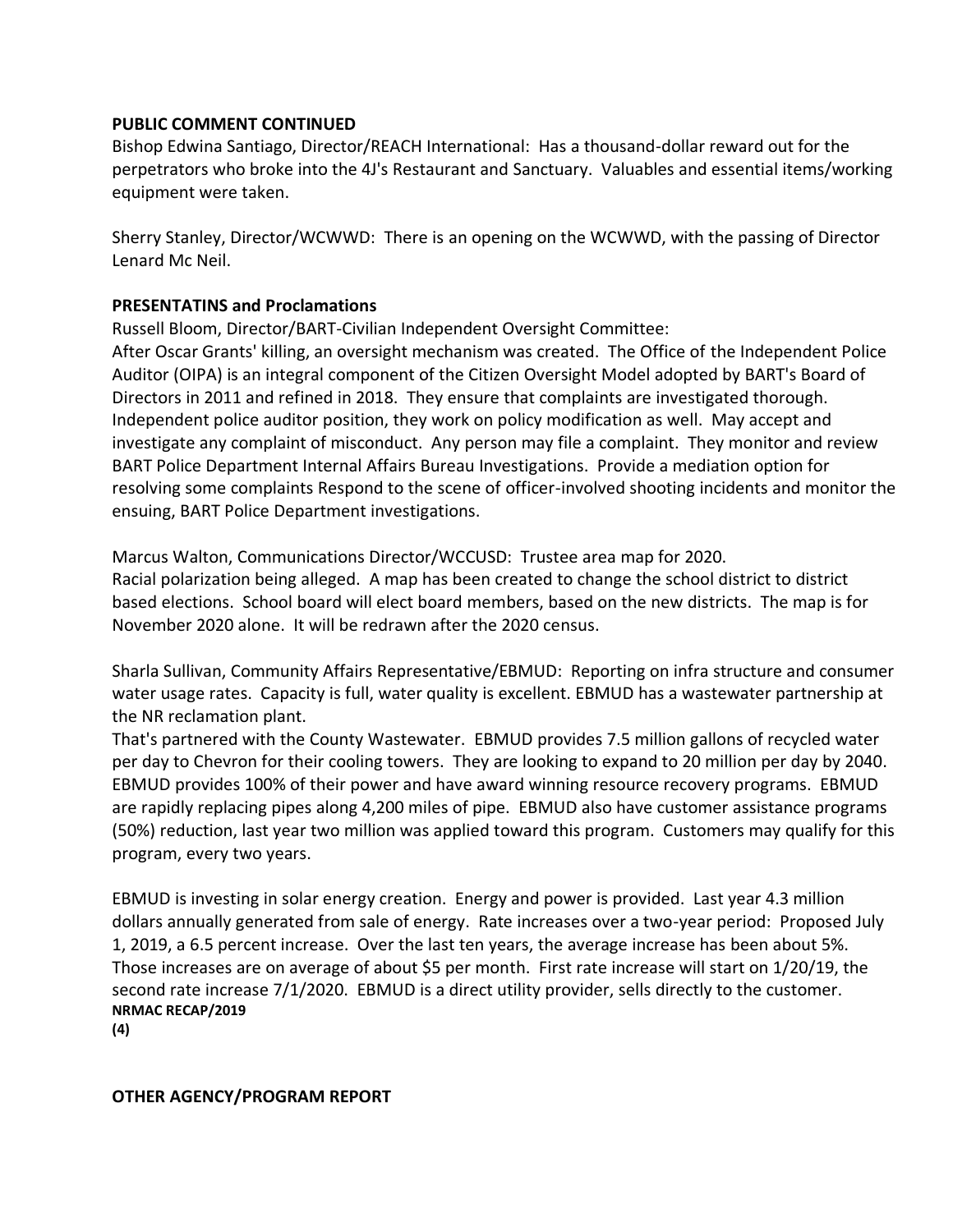**PUBLIC COMMENT CONTINUED**

Bishop Edwina Santiago, Director/REACH International: Has a thousand-dollar reward out for the perpetrators who broke into the 4J's Restaurant and Sanctuary. Valuables and essential items/working equipment were taken.

Sherry Stanley, Director/WCWWD: There is an opening on the WCWWD, with the passing of Director Lenard Mc Neil.

**PRESENTATINS and Proclamations**

Russell Bloom, Director/BART-Civilian Independent Oversight Committee:
After Oscar Grants' killing, an oversight mechanism was created. The Office of the Independent Police Auditor (OIPA) is an integral component of the Citizen Oversight Model adopted by BART's Board of Directors in 2011 and refined in 2018. They ensure that complaints are investigated thorough. Independent police auditor position, they work on policy modification as well. May accept and investigate any complaint of misconduct. Any person may file a complaint. They monitor and review BART Police Department Internal Affairs Bureau Investigations. Provide a mediation option for resolving some complaints Respond to the scene of officer-involved shooting incidents and monitor the ensuing, BART Police Department investigations.

Marcus Walton, Communications Director/WCCUSD: Trustee area map for 2020.
Racial polarization being alleged. A map has been created to change the school district to district based elections. School board will elect board members, based on the new districts. The map is for November 2020 alone. It will be redrawn after the 2020 census.

Sharla Sullivan, Community Affairs Representative/EBMUD: Reporting on infra structure and consumer water usage rates. Capacity is full, water quality is excellent. EBMUD has a wastewater partnership at the NR reclamation plant.
That's partnered with the County Wastewater. EBMUD provides 7.5 million gallons of recycled water per day to Chevron for their cooling towers. They are looking to expand to 20 million per day by 2040. EBMUD provides 100% of their power and have award winning resource recovery programs. EBMUD are rapidly replacing pipes along 4,200 miles of pipe. EBMUD also have customer assistance programs (50%) reduction, last year two million was applied toward this program. Customers may qualify for this program, every two years.

EBMUD is investing in solar energy creation. Energy and power is provided. Last year 4.3 million dollars annually generated from sale of energy. Rate increases over a two-year period: Proposed July 1, 2019, a 6.5 percent increase. Over the last ten years, the average increase has been about 5%. Those increases are on average of about $5 per month. First rate increase will start on 1/20/19, the second rate increase 7/1/2020. EBMUD is a direct utility provider, sells directly to the customer.

**OTHER AGENCY/PROGRAM REPORT**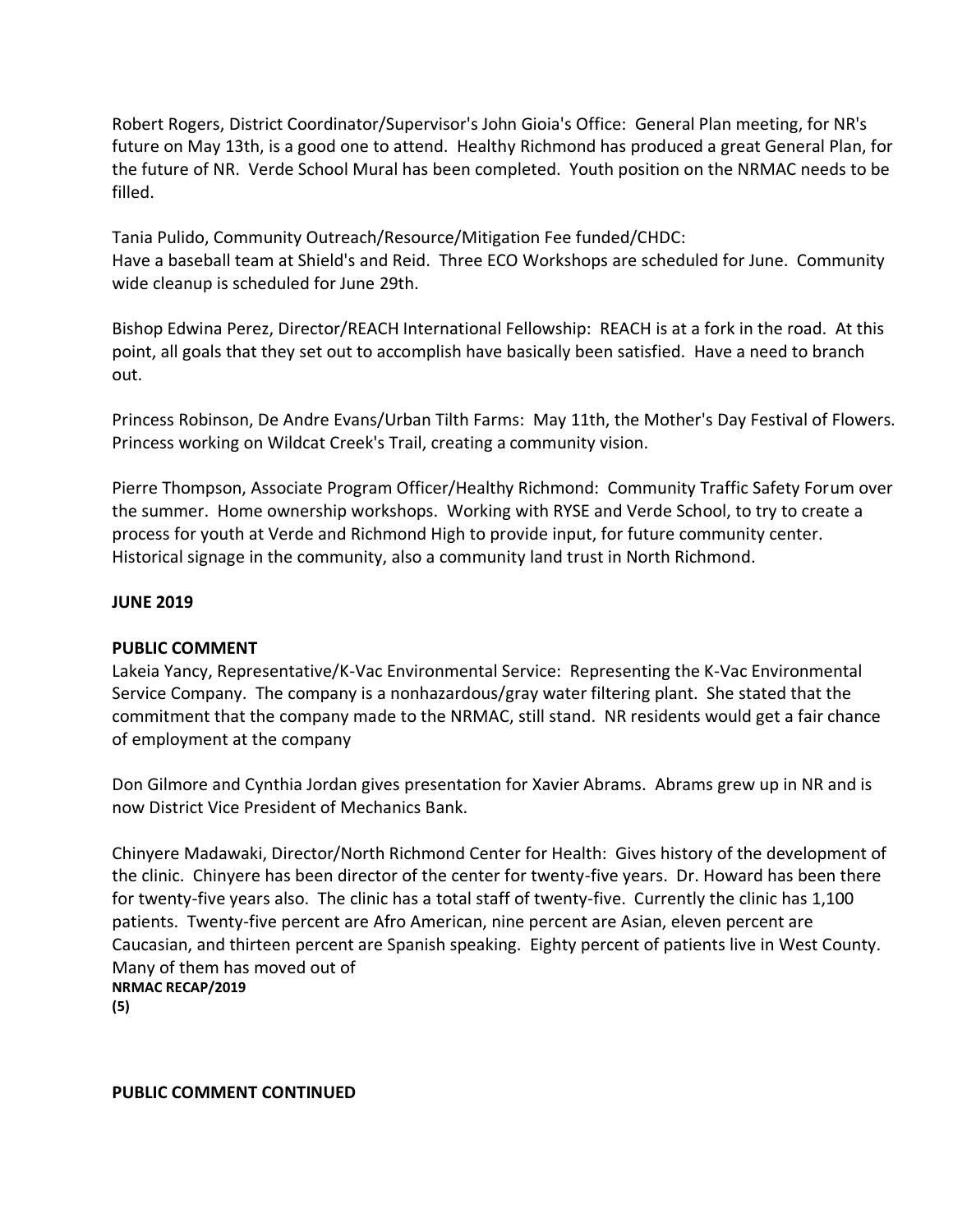Robert Rogers, District Coordinator/Supervisor's John Gioia's Office: General Plan meeting, for NR's future on May 13th, is a good one to attend. Healthy Richmond has produced a great General Plan, for the future of NR. Verde School Mural has been completed. Youth position on the NRMAC needs to be filled.

Tania Pulido, Community Outreach/Resource/Mitigation Fee funded/CHDC:
Have a baseball team at Shield's and Reid. Three ECO Workshops are scheduled for June. Community wide cleanup is scheduled for June 29th.

Bishop Edwina Perez, Director/REACH International Fellowship: REACH is at a fork in the road. At this point, all goals that they set out to accomplish have basically been satisfied. Have a need to branch out.

Princess Robinson, De Andre Evans/Urban Tilth Farms: May 11th, the Mother's Day Festival of Flowers. Princess working on Wildcat Creek's Trail, creating a community vision.

Pierre Thompson, Associate Program Officer/Healthy Richmond: Community Traffic Safety Forum over the summer. Home ownership workshops. Working with RYSE and Verde School, to try to create a process for youth at Verde and Richmond High to provide input, for future community center. Historical signage in the community, also a community land trust in North Richmond.

**JUNE 2019**

**PUBLIC COMMENT**

Lakeia Yancy, Representative/K-Vac Environmental Service: Representing the K-Vac Environmental Service Company. The company is a nonhazardous/gray water filtering plant. She stated that the commitment that the company made to the NRMAC, still stand. NR residents would get a fair chance of employment at the company

Don Gilmore and Cynthia Jordan gives presentation for Xavier Abrams. Abrams grew up in NR and is now District Vice President of Mechanics Bank.

Chinyere Madawaki, Director/North Richmond Center for Health: Gives history of the development of the clinic. Chinyere has been director of the center for twenty-five years. Dr. Howard has been there for twenty-five years also. The clinic has a total staff of twenty-five. Currently the clinic has 1,100 patients. Twenty-five percent are Afro American, nine percent are Asian, eleven percent are Caucasian, and thirteen percent are Spanish speaking. Eighty percent of patients live in West County. Many of them has moved out of

**PUBLIC COMMENT CONTINUED**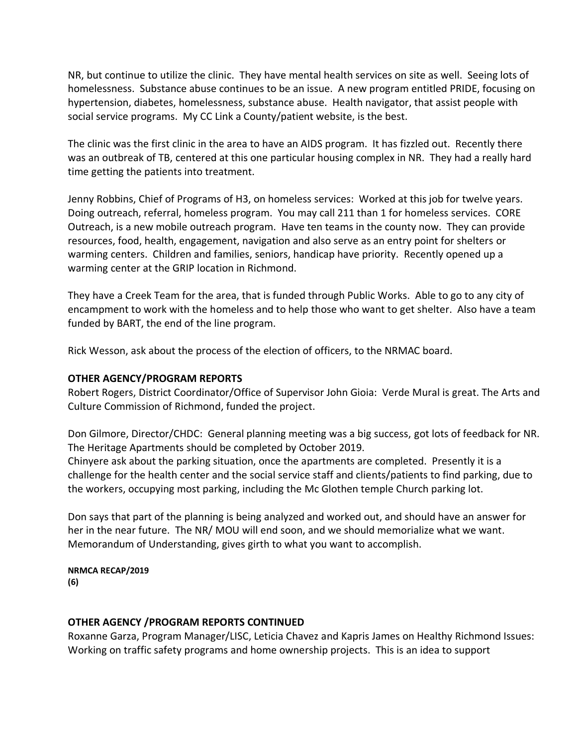NR, but continue to utilize the clinic. They have mental health services on site as well. Seeing lots of homelessness. Substance abuse continues to be an issue. A new program entitled PRIDE, focusing on hypertension, diabetes, homelessness, substance abuse. Health navigator, that assist people with social service programs. My CC Link a County/patient website, is the best.

The clinic was the first clinic in the area to have an AIDS program. It has fizzled out. Recently there was an outbreak of TB, centered at this one particular housing complex in NR. They had a really hard time getting the patients into treatment.

Jenny Robbins, Chief of Programs of H3, on homeless services: Worked at this job for twelve years. Doing outreach, referral, homeless program. You may call 211 than 1 for homeless services. CORE Outreach, is a new mobile outreach program. Have ten teams in the county now. They can provide resources, food, health, engagement, navigation and also serve as an entry point for shelters or warming centers. Children and families, seniors, handicap have priority. Recently opened up a warming center at the GRIP location in Richmond.

They have a Creek Team for the area, that is funded through Public Works. Able to go to any city of encampment to work with the homeless and to help those who want to get shelter. Also have a team funded by BART, the end of the line program.

Rick Wesson, ask about the process of the election of officers, to the NRMAC board.

**OTHER AGENCY/PROGRAM REPORTS**

Robert Rogers, District Coordinator/Office of Supervisor John Gioia: Verde Mural is great. The Arts and Culture Commission of Richmond, funded the project.

Don Gilmore, Director/CHDC: General planning meeting was a big success, got lots of feedback for NR. The Heritage Apartments should be completed by October 2019.
Chinyere ask about the parking situation, once the apartments are completed. Presently it is a challenge for the health center and the social service staff and clients/patients to find parking, due to the workers, occupying most parking, including the Mc Glothen temple Church parking lot.

Don says that part of the planning is being analyzed and worked out, and should have an answer for her in the near future. The NR/ MOU will end soon, and we should memorialize what we want. Memorandum of Understanding, gives girth to what you want to accomplish.

**OTHER AGENCY /PROGRAM REPORTS CONTINUED**

Roxanne Garza, Program Manager/LISC, Leticia Chavez and Kapris James on Healthy Richmond Issues: Working on traffic safety programs and home ownership projects. This is an idea to support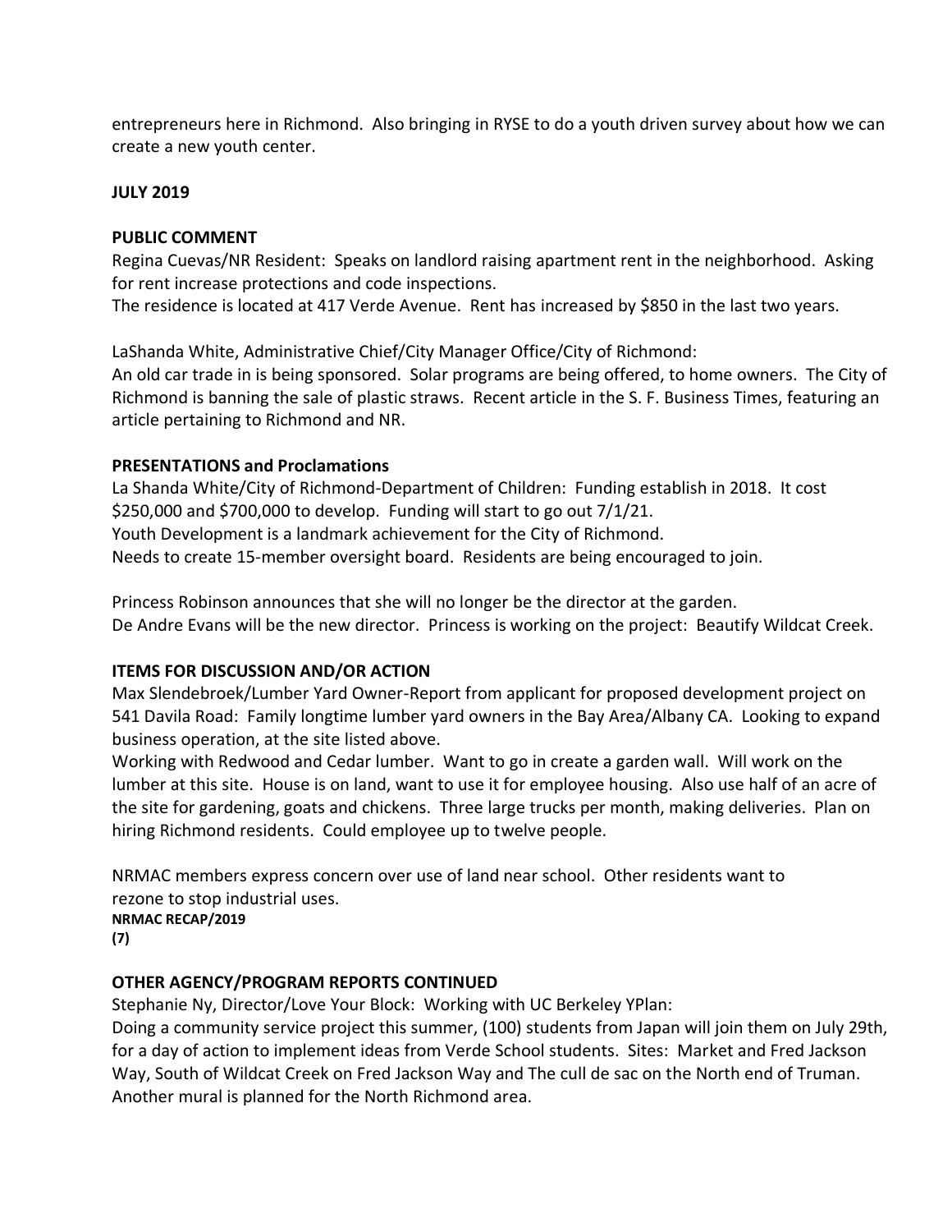entrepreneurs here in Richmond. Also bringing in RYSE to do a youth driven survey about how we can create a new youth center.

**JULY 2019**

**PUBLIC COMMENT**

Regina Cuevas/NR Resident: Speaks on landlord raising apartment rent in the neighborhood. Asking for rent increase protections and code inspections.
The residence is located at 417 Verde Avenue. Rent has increased by $850 in the last two years.

LaShanda White, Administrative Chief/City Manager Office/City of Richmond:
An old car trade in is being sponsored. Solar programs are being offered, to home owners. The City of Richmond is banning the sale of plastic straws. Recent article in the S. F. Business Times, featuring an article pertaining to Richmond and NR.

**PRESENTATIONS and Proclamations**

La Shanda White/City of Richmond-Department of Children: Funding establish in 2018. It cost $250,000 and $700,000 to develop. Funding will start to go out 7/1/21.
Youth Development is a landmark achievement for the City of Richmond.
Needs to create 15-member oversight board. Residents are being encouraged to join.

Princess Robinson announces that she will no longer be the director at the garden.
De Andre Evans will be the new director. Princess is working on the project: Beautify Wildcat Creek.

**ITEMS FOR DISCUSSION AND/OR ACTION**

Max Slendebroek/Lumber Yard Owner-Report from applicant for proposed development project on 541 Davila Road: Family longtime lumber yard owners in the Bay Area/Albany CA. Looking to expand business operation, at the site listed above.
Working with Redwood and Cedar lumber. Want to go in create a garden wall. Will work on the lumber at this site. House is on land, want to use it for employee housing. Also use half of an acre of the site for gardening, goats and chickens. Three large trucks per month, making deliveries. Plan on hiring Richmond residents. Could employee up to twelve people.

NRMAC members express concern over use of land near school. Other residents want to rezone to stop industrial uses.

**OTHER AGENCY/PROGRAM REPORTS CONTINUED**

Stephanie Ny, Director/Love Your Block: Working with UC Berkeley YPlan:
Doing a community service project this summer, (100) students from Japan will join them on July 29th, for a day of action to implement ideas from Verde School students. Sites: Market and Fred Jackson Way, South of Wildcat Creek on Fred Jackson Way and The cull de sac on the North end of Truman. Another mural is planned for the North Richmond area.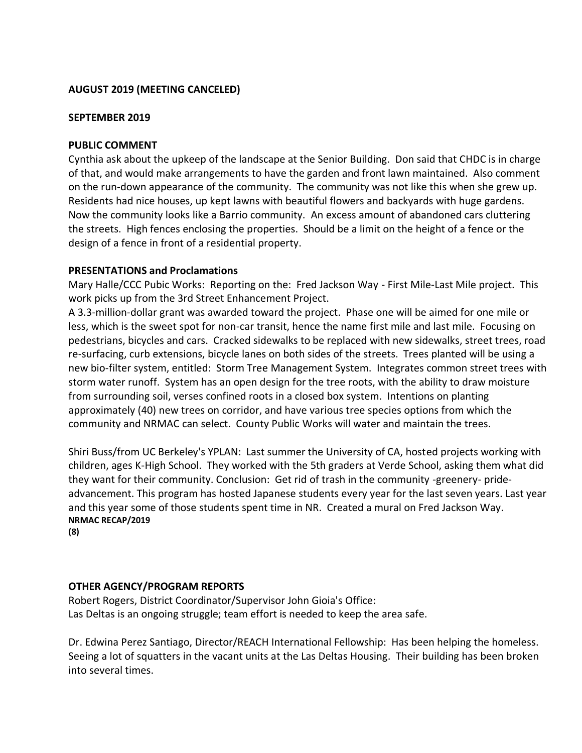**AUGUST 2019 (MEETING CANCELED)**

**SEPTEMBER 2019**

**PUBLIC COMMENT**

Cynthia ask about the upkeep of the landscape at the Senior Building. Don said that CHDC is in charge of that, and would make arrangements to have the garden and front lawn maintained. Also comment on the run-down appearance of the community. The community was not like this when she grew up. Residents had nice houses, up kept lawns with beautiful flowers and backyards with huge gardens. Now the community looks like a Barrio community. An excess amount of abandoned cars cluttering the streets. High fences enclosing the properties. Should be a limit on the height of a fence or the design of a fence in front of a residential property.

**PRESENTATIONS and Proclamations**

Mary Halle/CCC Pubic Works: Reporting on the: Fred Jackson Way - First Mile-Last Mile project. This work picks up from the 3rd Street Enhancement Project.

A 3.3-million-dollar grant was awarded toward the project. Phase one will be aimed for one mile or less, which is the sweet spot for non-car transit, hence the name first mile and last mile. Focusing on pedestrians, bicycles and cars. Cracked sidewalks to be replaced with new sidewalks, street trees, road re-surfacing, curb extensions, bicycle lanes on both sides of the streets. Trees planted will be using a new bio-filter system, entitled: Storm Tree Management System. Integrates common street trees with storm water runoff. System has an open design for the tree roots, with the ability to draw moisture from surrounding soil, verses confined roots in a closed box system. Intentions on planting approximately (40) new trees on corridor, and have various tree species options from which the community and NRMAC can select. County Public Works will water and maintain the trees.

Shiri Buss/from UC Berkeley's YPLAN: Last summer the University of CA, hosted projects working with children, ages K-High School. They worked with the 5th graders at Verde School, asking them what did they want for their community. Conclusion: Get rid of trash in the community -greenery- pride-advancement. This program has hosted Japanese students every year for the last seven years. Last year and this year some of those students spent time in NR. Created a mural on Fred Jackson Way.

**OTHER AGENCY/PROGRAM REPORTS**

Robert Rogers, District Coordinator/Supervisor John Gioia's Office:
Las Deltas is an ongoing struggle; team effort is needed to keep the area safe.

Dr. Edwina Perez Santiago, Director/REACH International Fellowship: Has been helping the homeless. Seeing a lot of squatters in the vacant units at the Las Deltas Housing. Their building has been broken into several times.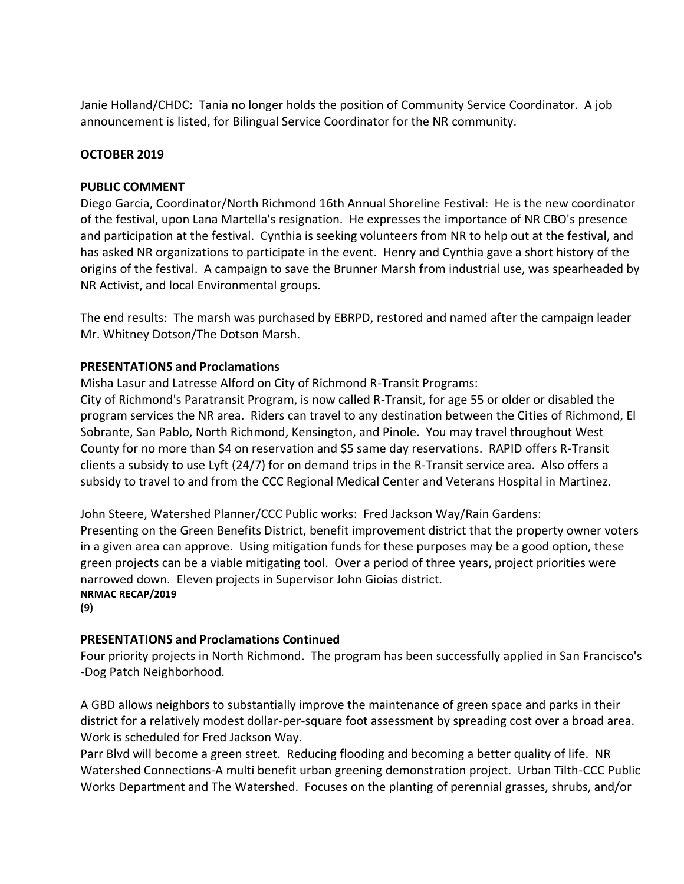Janie Holland/CHDC: Tania no longer holds the position of Community Service Coordinator. A job announcement is listed, for Bilingual Service Coordinator for the NR community.

**OCTOBER 2019**

**PUBLIC COMMENT**

Diego Garcia, Coordinator/North Richmond 16th Annual Shoreline Festival: He is the new coordinator of the festival, upon Lana Martella's resignation. He expresses the importance of NR CBO's presence and participation at the festival. Cynthia is seeking volunteers from NR to help out at the festival, and has asked NR organizations to participate in the event. Henry and Cynthia gave a short history of the origins of the festival. A campaign to save the Brunner Marsh from industrial use, was spearheaded by NR Activist, and local Environmental groups.

The end results: The marsh was purchased by EBRPD, restored and named after the campaign leader Mr. Whitney Dotson/The Dotson Marsh.

**PRESENTATIONS and Proclamations**

Misha Lasur and Latresse Alford on City of Richmond R-Transit Programs:
City of Richmond's Paratransit Program, is now called R-Transit, for age 55 or older or disabled the program services the NR area. Riders can travel to any destination between the Cities of Richmond, El Sobrante, San Pablo, North Richmond, Kensington, and Pinole. You may travel throughout West County for no more than $4 on reservation and $5 same day reservations. RAPID offers R-Transit clients a subsidy to use Lyft (24/7) for on demand trips in the R-Transit service area. Also offers a subsidy to travel to and from the CCC Regional Medical Center and Veterans Hospital in Martinez.

John Steere, Watershed Planner/CCC Public works: Fred Jackson Way/Rain Gardens:
Presenting on the Green Benefits District, benefit improvement district that the property owner voters in a given area can approve. Using mitigation funds for these purposes may be a good option, these green projects can be a viable mitigating tool. Over a period of three years, project priorities were narrowed down. Eleven projects in Supervisor John Gioias district.

**PRESENTATIONS and Proclamations Continued**

Four priority projects in North Richmond. The program has been successfully applied in San Francisco's -Dog Patch Neighborhood.

A GBD allows neighbors to substantially improve the maintenance of green space and parks in their district for a relatively modest dollar-per-square foot assessment by spreading cost over a broad area. Work is scheduled for Fred Jackson Way.
Parr Blvd will become a green street. Reducing flooding and becoming a better quality of life. NR Watershed Connections-A multi benefit urban greening demonstration project. Urban Tilth-CCC Public Works Department and The Watershed. Focuses on the planting of perennial grasses, shrubs, and/or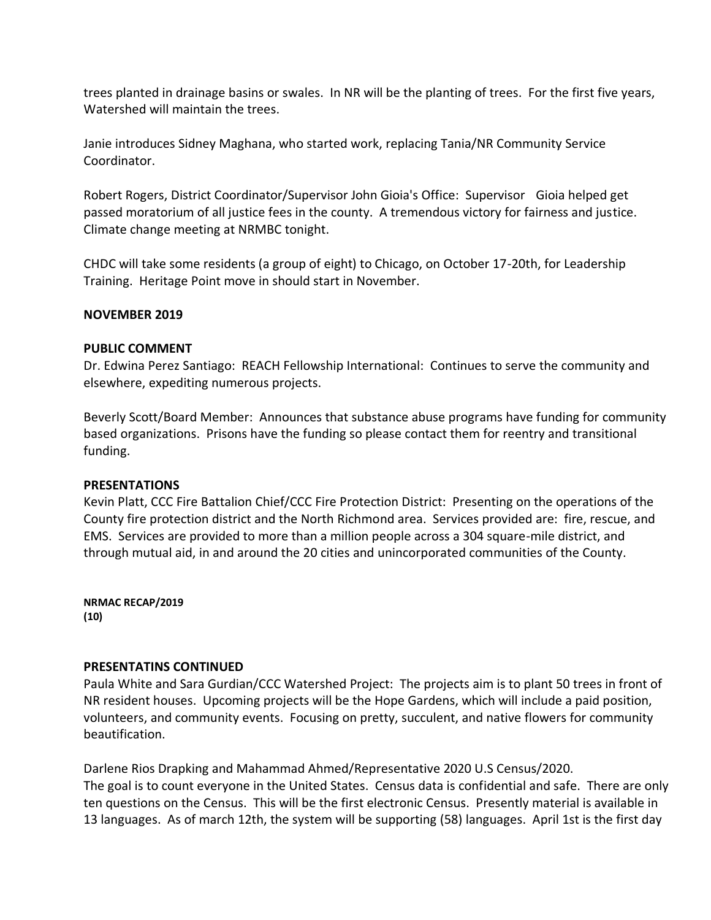trees planted in drainage basins or swales. In NR will be the planting of trees. For the first five years, Watershed will maintain the trees.

Janie introduces Sidney Maghana, who started work, replacing Tania/NR Community Service Coordinator.

Robert Rogers, District Coordinator/Supervisor John Gioia's Office: Supervisor Gioia helped get passed moratorium of all justice fees in the county. A tremendous victory for fairness and justice. Climate change meeting at NRMBC tonight.

CHDC will take some residents (a group of eight) to Chicago, on October 17-20th, for Leadership Training. Heritage Point move in should start in November.

**NOVEMBER 2019**

**PUBLIC COMMENT**

Dr. Edwina Perez Santiago: REACH Fellowship International: Continues to serve the community and elsewhere, expediting numerous projects.

Beverly Scott/Board Member: Announces that substance abuse programs have funding for community based organizations. Prisons have the funding so please contact them for reentry and transitional funding.

**PRESENTATIONS**

Kevin Platt, CCC Fire Battalion Chief/CCC Fire Protection District: Presenting on the operations of the County fire protection district and the North Richmond area. Services provided are: fire, rescue, and EMS. Services are provided to more than a million people across a 304 square-mile district, and through mutual aid, in and around the 20 cities and unincorporated communities of the County.

**PRESENTATINS CONTINUED**

Paula White and Sara Gurdian/CCC Watershed Project: The projects aim is to plant 50 trees in front of NR resident houses. Upcoming projects will be the Hope Gardens, which will include a paid position, volunteers, and community events. Focusing on pretty, succulent, and native flowers for community beautification.

Darlene Rios Drapking and Mahammad Ahmed/Representative 2020 U.S Census/2020.
The goal is to count everyone in the United States. Census data is confidential and safe. There are only ten questions on the Census. This will be the first electronic Census. Presently material is available in 13 languages. As of march 12th, the system will be supporting (58) languages. April 1st is the first day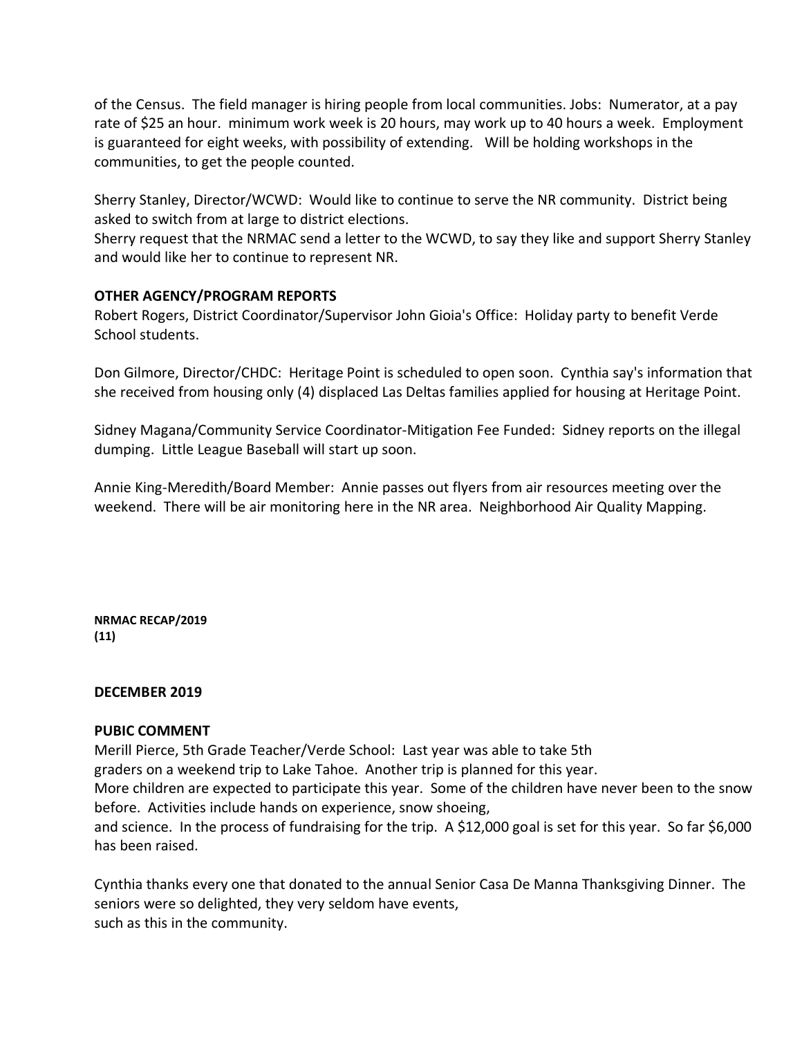of the Census. The field manager is hiring people from local communities. Jobs: Numerator, at a pay rate of $25 an hour. minimum work week is 20 hours, may work up to 40 hours a week. Employment is guaranteed for eight weeks, with possibility of extending. Will be holding workshops in the communities, to get the people counted.

Sherry Stanley, Director/WCWD: Would like to continue to serve the NR community. District being asked to switch from at large to district elections.
Sherry request that the NRMAC send a letter to the WCWD, to say they like and support Sherry Stanley and would like her to continue to represent NR.

**OTHER AGENCY/PROGRAM REPORTS**

Robert Rogers, District Coordinator/Supervisor John Gioia's Office: Holiday party to benefit Verde School students.

Don Gilmore, Director/CHDC: Heritage Point is scheduled to open soon. Cynthia say's information that she received from housing only (4) displaced Las Deltas families applied for housing at Heritage Point.

Sidney Magana/Community Service Coordinator-Mitigation Fee Funded: Sidney reports on the illegal dumping. Little League Baseball will start up soon.

Annie King-Meredith/Board Member: Annie passes out flyers from air resources meeting over the weekend. There will be air monitoring here in the NR area. Neighborhood Air Quality Mapping.

**NRMAC RECAP/2019**
**(11)**

**DECEMBER 2019**

**PUBIC COMMENT**

Merill Pierce, 5th Grade Teacher/Verde School: Last year was able to take 5th graders on a weekend trip to Lake Tahoe. Another trip is planned for this year. More children are expected to participate this year. Some of the children have never been to the snow before. Activities include hands on experience, snow shoeing, and science. In the process of fundraising for the trip. A $12,000 goal is set for this year. So far $6,000 has been raised.

Cynthia thanks every one that donated to the annual Senior Casa De Manna Thanksgiving Dinner. The seniors were so delighted, they very seldom have events, such as this in the community.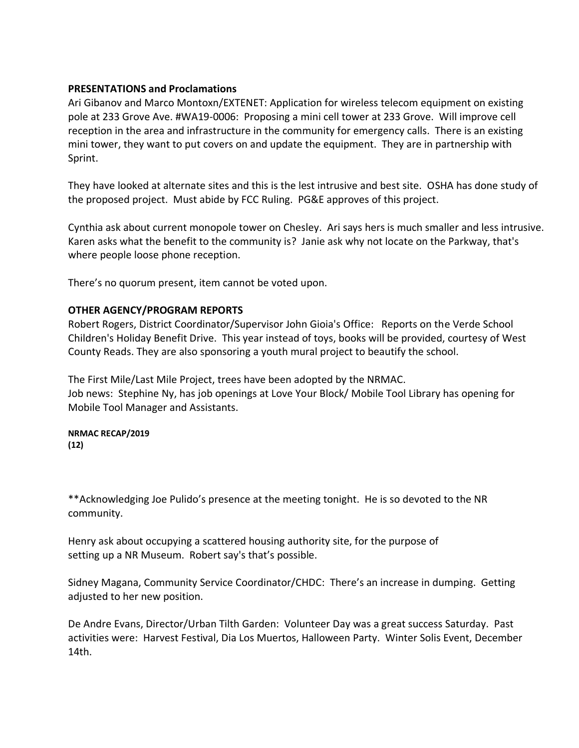**PRESENTATIONS and Proclamations**

Ari Gibanov and Marco Montoxn/EXTENET: Application for wireless telecom equipment on existing pole at 233 Grove Ave. #WA19-0006: Proposing a mini cell tower at 233 Grove. Will improve cell reception in the area and infrastructure in the community for emergency calls. There is an existing mini tower, they want to put covers on and update the equipment. They are in partnership with Sprint.

They have looked at alternate sites and this is the lest intrusive and best site. OSHA has done study of the proposed project. Must abide by FCC Ruling. PG&E approves of this project.

Cynthia ask about current monopole tower on Chesley. Ari says hers is much smaller and less intrusive. Karen asks what the benefit to the community is? Janie ask why not locate on the Parkway, that's where people loose phone reception.

There's no quorum present, item cannot be voted upon.

**OTHER AGENCY/PROGRAM REPORTS**

Robert Rogers, District Coordinator/Supervisor John Gioia's Office: Reports on the Verde School Children's Holiday Benefit Drive. This year instead of toys, books will be provided, courtesy of West County Reads. They are also sponsoring a youth mural project to beautify the school.

The First Mile/Last Mile Project, trees have been adopted by the NRMAC.
Job news: Stephine Ny, has job openings at Love Your Block/ Mobile Tool Library has opening for Mobile Tool Manager and Assistants.

**NRMAC RECAP/2019**
**(12)**

**Acknowledging Joe Pulido's presence at the meeting tonight. He is so devoted to the NR community.

Henry ask about occupying a scattered housing authority site, for the purpose of setting up a NR Museum. Robert say's that's possible.

Sidney Magana, Community Service Coordinator/CHDC: There's an increase in dumping. Getting adjusted to her new position.

De Andre Evans, Director/Urban Tilth Garden: Volunteer Day was a great success Saturday. Past activities were: Harvest Festival, Dia Los Muertos, Halloween Party. Winter Solis Event, December 14th.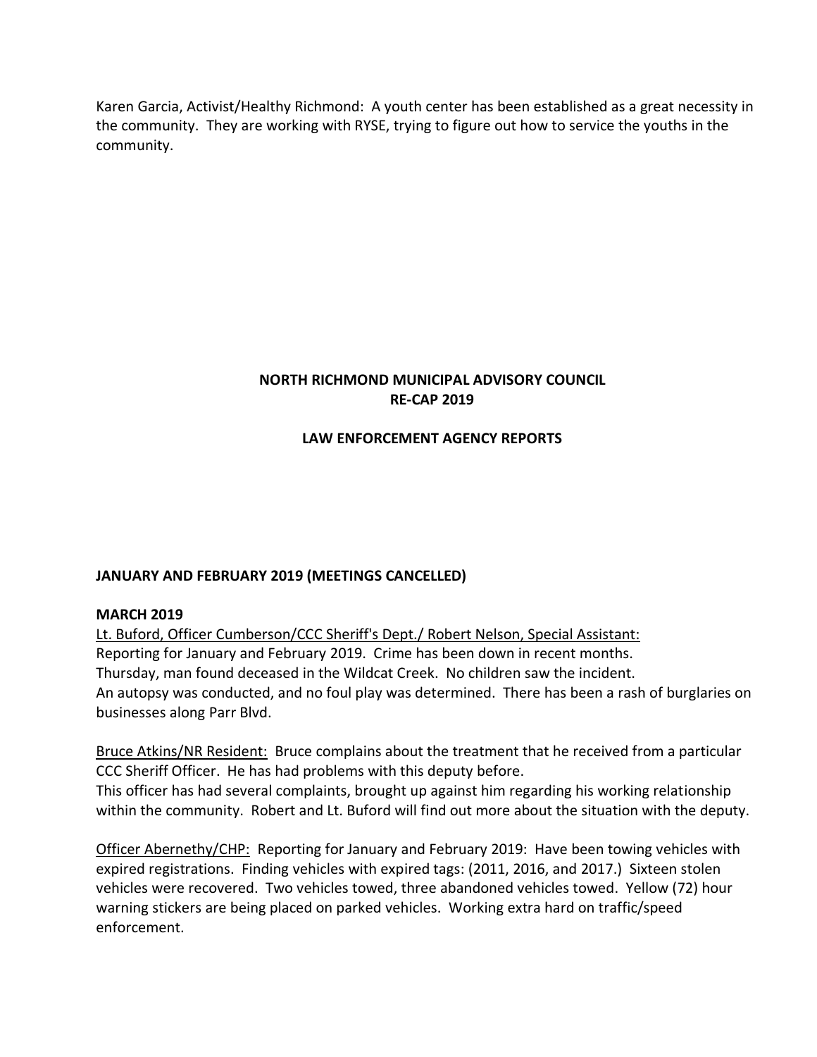Karen Garcia, Activist/Healthy Richmond: A youth center has been established as a great necessity in the community. They are working with RYSE, trying to figure out how to service the youths in the community.

**NORTH RICHMOND MUNICIPAL ADVISORY COUNCIL**
**RE-CAP 2019**

**LAW ENFORCEMENT AGENCY REPORTS**

**JANUARY AND FEBRUARY 2019 (MEETINGS CANCELLED)**

**MARCH 2019**

Lt. Buford, Officer Cumberson/CCC Sheriff's Dept./ Robert Nelson, Special Assistant:
Reporting for January and February 2019. Crime has been down in recent months.
Thursday, man found deceased in the Wildcat Creek. No children saw the incident.
An autopsy was conducted, and no foul play was determined. There has been a rash of burglaries on businesses along Parr Blvd.

Bruce Atkins/NR Resident: Bruce complains about the treatment that he received from a particular CCC Sheriff Officer. He has had problems with this deputy before.
This officer has had several complaints, brought up against him regarding his working relationship within the community. Robert and Lt. Buford will find out more about the situation with the deputy.

Officer Abernethy/CHP: Reporting for January and February 2019: Have been towing vehicles with expired registrations. Finding vehicles with expired tags: (2011, 2016, and 2017.) Sixteen stolen vehicles were recovered. Two vehicles towed, three abandoned vehicles towed. Yellow (72) hour warning stickers are being placed on parked vehicles. Working extra hard on traffic/speed enforcement.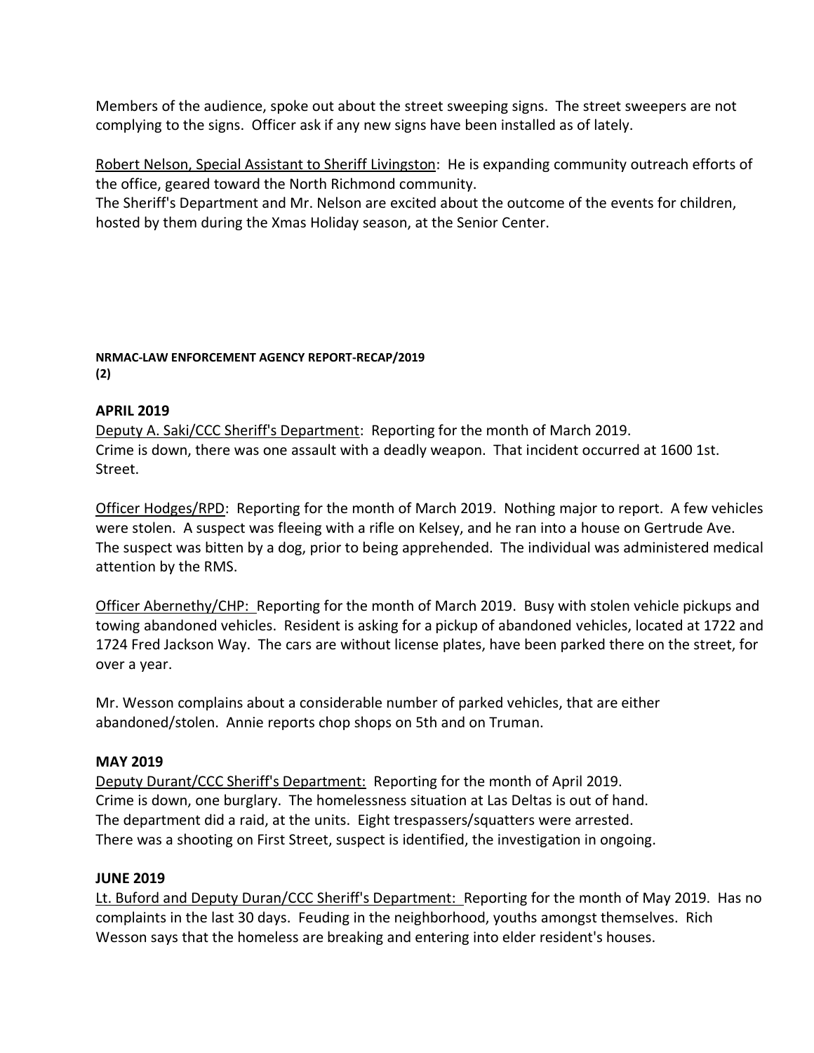Members of the audience, spoke out about the street sweeping signs. The street sweepers are not complying to the signs. Officer ask if any new signs have been installed as of lately.

Robert Nelson, Special Assistant to Sheriff Livingston: He is expanding community outreach efforts of the office, geared toward the North Richmond community.
The Sheriff's Department and Mr. Nelson are excited about the outcome of the events for children, hosted by them during the Xmas Holiday season, at the Senior Center.

**NRMAC-LAW ENFORCEMENT AGENCY REPORT-RECAP/2019**
**(2)**

### APRIL 2019

Deputy A. Saki/CCC Sheriff's Department: Reporting for the month of March 2019.
Crime is down, there was one assault with a deadly weapon. That incident occurred at 1600 1st. Street.

Officer Hodges/RPD: Reporting for the month of March 2019. Nothing major to report. A few vehicles were stolen. A suspect was fleeing with a rifle on Kelsey, and he ran into a house on Gertrude Ave. The suspect was bitten by a dog, prior to being apprehended. The individual was administered medical attention by the RMS.

Officer Abernethy/CHP: Reporting for the month of March 2019. Busy with stolen vehicle pickups and towing abandoned vehicles. Resident is asking for a pickup of abandoned vehicles, located at 1722 and 1724 Fred Jackson Way. The cars are without license plates, have been parked there on the street, for over a year.

Mr. Wesson complains about a considerable number of parked vehicles, that are either abandoned/stolen. Annie reports chop shops on 5th and on Truman.

### MAY 2019

Deputy Durant/CCC Sheriff's Department: Reporting for the month of April 2019.
Crime is down, one burglary. The homelessness situation at Las Deltas is out of hand.
The department did a raid, at the units. Eight trespassers/squatters were arrested.
There was a shooting on First Street, suspect is identified, the investigation in ongoing.

### JUNE 2019

Lt. Buford and Deputy Duran/CCC Sheriff's Department: Reporting for the month of May 2019. Has no complaints in the last 30 days. Feuding in the neighborhood, youths amongst themselves. Rich Wesson says that the homeless are breaking and entering into elder resident's houses.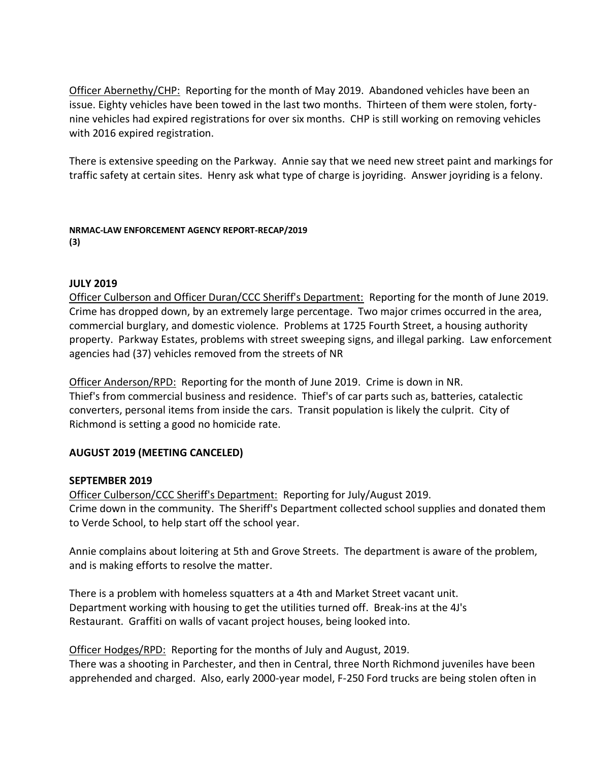Officer Abernethy/CHP: Reporting for the month of May 2019. Abandoned vehicles have been an issue. Eighty vehicles have been towed in the last two months. Thirteen of them were stolen, forty-nine vehicles had expired registrations for over six months. CHP is still working on removing vehicles with 2016 expired registration.

There is extensive speeding on the Parkway. Annie say that we need new street paint and markings for traffic safety at certain sites. Henry ask what type of charge is joyriding. Answer joyriding is a felony.

**NRMAC-LAW ENFORCEMENT AGENCY REPORT-RECAP/2019**
**(3)**

**JULY 2019**

Officer Culberson and Officer Duran/CCC Sheriff's Department: Reporting for the month of June 2019. Crime has dropped down, by an extremely large percentage. Two major crimes occurred in the area, commercial burglary, and domestic violence. Problems at 1725 Fourth Street, a housing authority property. Parkway Estates, problems with street sweeping signs, and illegal parking. Law enforcement agencies had (37) vehicles removed from the streets of NR

Officer Anderson/RPD: Reporting for the month of June 2019. Crime is down in NR. Thief's from commercial business and residence. Thief's of car parts such as, batteries, catalectic converters, personal items from inside the cars. Transit population is likely the culprit. City of Richmond is setting a good no homicide rate.

**AUGUST 2019 (MEETING CANCELED)**

**SEPTEMBER 2019**

Officer Culberson/CCC Sheriff's Department: Reporting for July/August 2019. Crime down in the community. The Sheriff's Department collected school supplies and donated them to Verde School, to help start off the school year.

Annie complains about loitering at 5th and Grove Streets. The department is aware of the problem, and is making efforts to resolve the matter.

There is a problem with homeless squatters at a 4th and Market Street vacant unit. Department working with housing to get the utilities turned off. Break-ins at the 4J's Restaurant. Graffiti on walls of vacant project houses, being looked into.

Officer Hodges/RPD: Reporting for the months of July and August, 2019. There was a shooting in Parchester, and then in Central, three North Richmond juveniles have been apprehended and charged. Also, early 2000-year model, F-250 Ford trucks are being stolen often in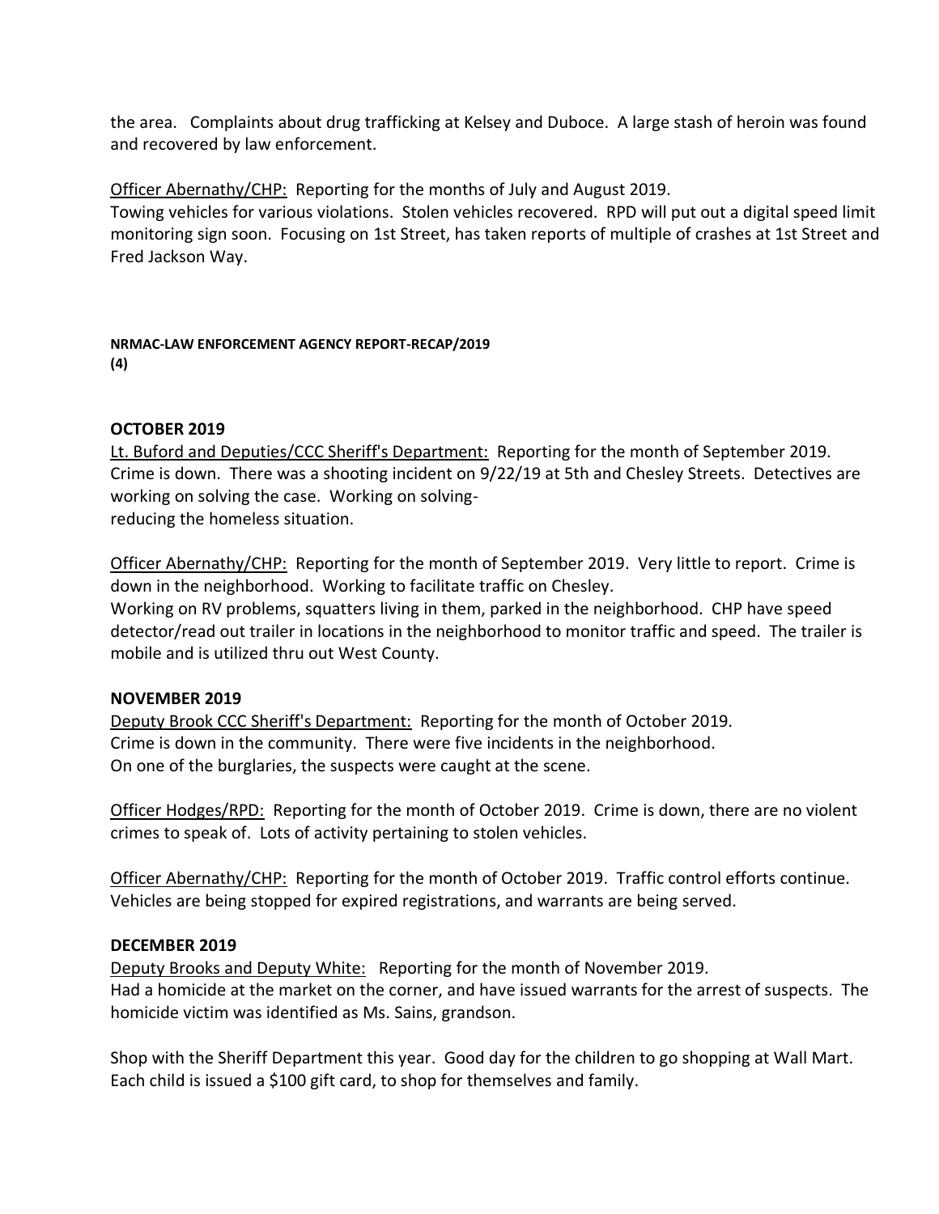the area. Complaints about drug trafficking at Kelsey and Duboce. A large stash of heroin was found and recovered by law enforcement.

Officer Abernathy/CHP: Reporting for the months of July and August 2019.
Towing vehicles for various violations. Stolen vehicles recovered. RPD will put out a digital speed limit monitoring sign soon. Focusing on 1st Street, has taken reports of multiple of crashes at 1st Street and Fred Jackson Way.

**NRMAC-LAW ENFORCEMENT AGENCY REPORT-RECAP/2019**
**(4)**

## OCTOBER 2019

Lt. Buford and Deputies/CCC Sheriff's Department: Reporting for the month of September 2019. Crime is down. There was a shooting incident on 9/22/19 at 5th and Chesley Streets. Detectives are working on solving the case. Working on solving-
reducing the homeless situation.

Officer Abernathy/CHP: Reporting for the month of September 2019. Very little to report. Crime is down in the neighborhood. Working to facilitate traffic on Chesley.
Working on RV problems, squatters living in them, parked in the neighborhood. CHP have speed detector/read out trailer in locations in the neighborhood to monitor traffic and speed. The trailer is mobile and is utilized thru out West County.

## NOVEMBER 2019

Deputy Brook CCC Sheriff's Department: Reporting for the month of October 2019.
Crime is down in the community. There were five incidents in the neighborhood.
On one of the burglaries, the suspects were caught at the scene.

Officer Hodges/RPD: Reporting for the month of October 2019. Crime is down, there are no violent crimes to speak of. Lots of activity pertaining to stolen vehicles.

Officer Abernathy/CHP: Reporting for the month of October 2019. Traffic control efforts continue. Vehicles are being stopped for expired registrations, and warrants are being served.

## DECEMBER 2019

Deputy Brooks and Deputy White: Reporting for the month of November 2019.
Had a homicide at the market on the corner, and have issued warrants for the arrest of suspects. The homicide victim was identified as Ms. Sains, grandson.

Shop with the Sheriff Department this year. Good day for the children to go shopping at Wall Mart. Each child is issued a $100 gift card, to shop for themselves and family.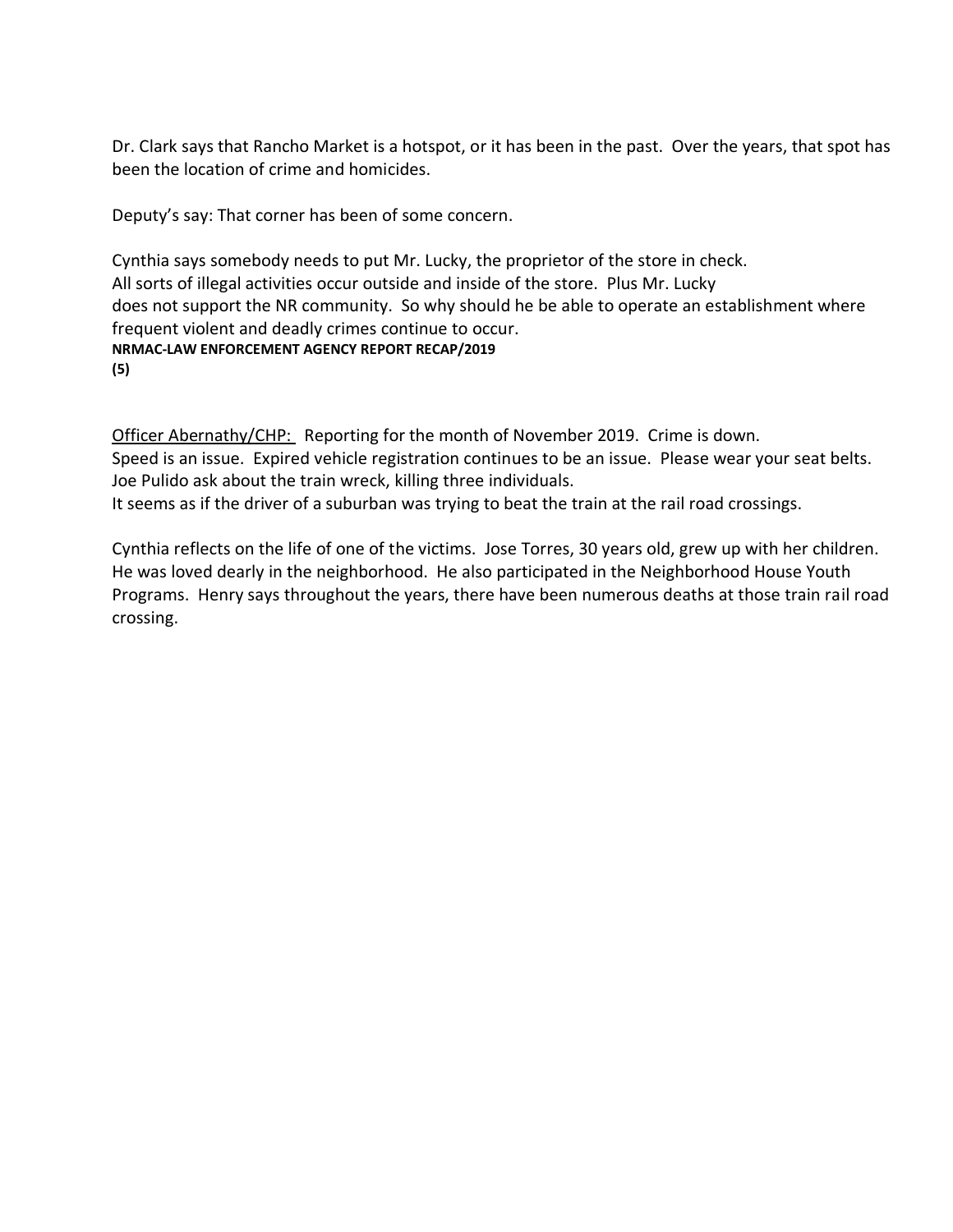Dr. Clark says that Rancho Market is a hotspot, or it has been in the past. Over the years, that spot has been the location of crime and homicides.

Deputy's say: That corner has been of some concern.

Cynthia says somebody needs to put Mr. Lucky, the proprietor of the store in check.
All sorts of illegal activities occur outside and inside of the store. Plus Mr. Lucky
does not support the NR community. So why should he be able to operate an establishment where frequent violent and deadly crimes continue to occur.

**NRMAC-LAW ENFORCEMENT AGENCY REPORT RECAP/2019**
**(5)**

Officer Abernathy/CHP: Reporting for the month of November 2019. Crime is down.
Speed is an issue. Expired vehicle registration continues to be an issue. Please wear your seat belts.
Joe Pulido ask about the train wreck, killing three individuals.
It seems as if the driver of a suburban was trying to beat the train at the rail road crossings.

Cynthia reflects on the life of one of the victims. Jose Torres, 30 years old, grew up with her children. He was loved dearly in the neighborhood. He also participated in the Neighborhood House Youth Programs. Henry says throughout the years, there have been numerous deaths at those train rail road crossing.